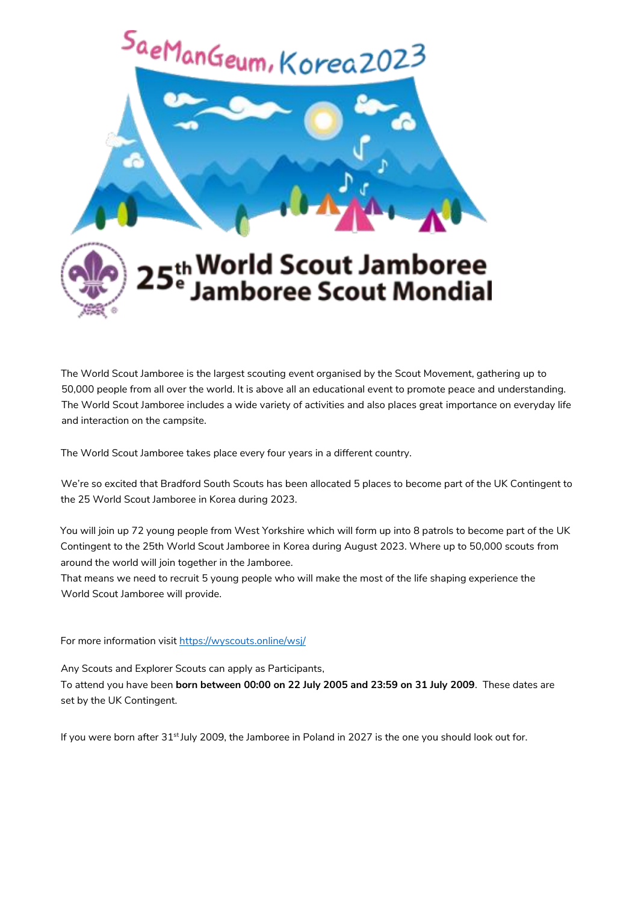SaeManGeum, Korea 2023

# 25th World Scout Jamboree
# 25e Jamboree Scout Mondial

The World Scout Jamboree is the largest scouting event organised by the Scout Movement, gathering up to 50,000 people from all over the world. It is above all an educational event to promote peace and understanding. The World Scout Jamboree includes a wide variety of activities and also places great importance on everyday life and interaction on the campsite.

The World Scout Jamboree takes place every four years in a different country.

We're so excited that Bradford South Scouts has been allocated 5 places to become part of the UK Contingent to the 25 World Scout Jamboree in Korea during 2023.

You will join up 72 young people from West Yorkshire which will form up into 8 patrols to become part of the UK Contingent to the 25th World Scout Jamboree in Korea during August 2023. Where up to 50,000 scouts from around the world will join together in the Jamboree.
That means we need to recruit 5 young people who will make the most of the life shaping experience the World Scout Jamboree will provide.

For more information visit [https://wyscouts.online/wsj/](https://wyscouts.online/wsj/)

Any Scouts and Explorer Scouts can apply as Participants,
To attend you have been **born between 00:00 on 22 July 2005 and 23:59 on 31 July 2009**. These dates are set by the UK Contingent.

If you were born after 31st July 2009, the Jamboree in Poland in 2027 is the one you should look out for.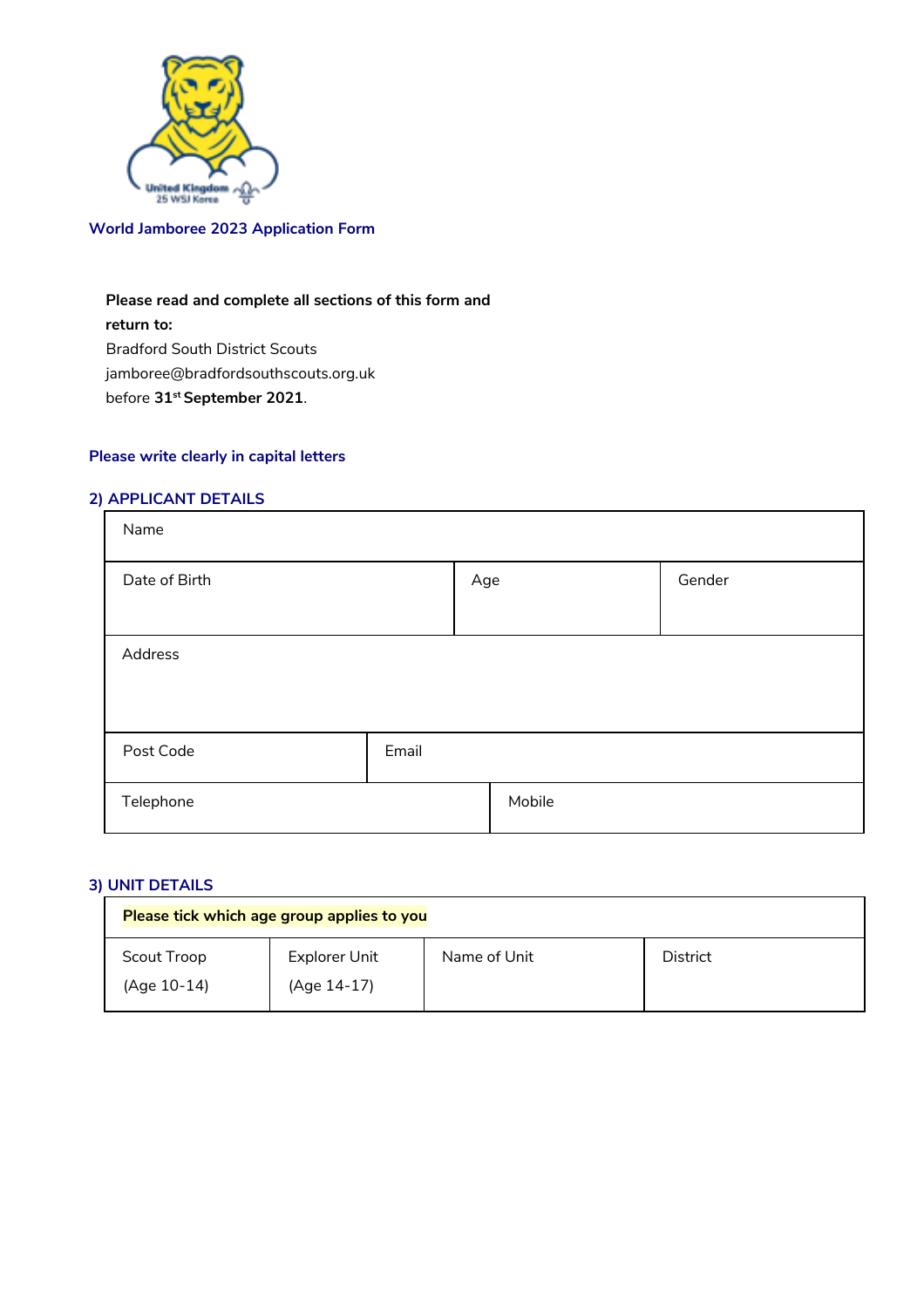World Jamboree 2023 Application Form

**Please read and complete all sections of this form and return to:**
Bradford South District Scouts
jamboree@bradfordsouthscouts.org.uk
before **31st September 2021**.

**Please write clearly in capital letters**

## 2) APPLICANT DETAILS

| Name | | |
|---|---|---|
| Date of Birth | Age | Gender |
| Address | | |
| Post Code | Email | |
| Telephone | Mobile | |

## 3) UNIT DETAILS

| **Please tick which age group applies to you** | | | |
|---|---|---|---|
| Scout Troop (Age 10-14) | Explorer Unit (Age 14-17) | Name of Unit | District |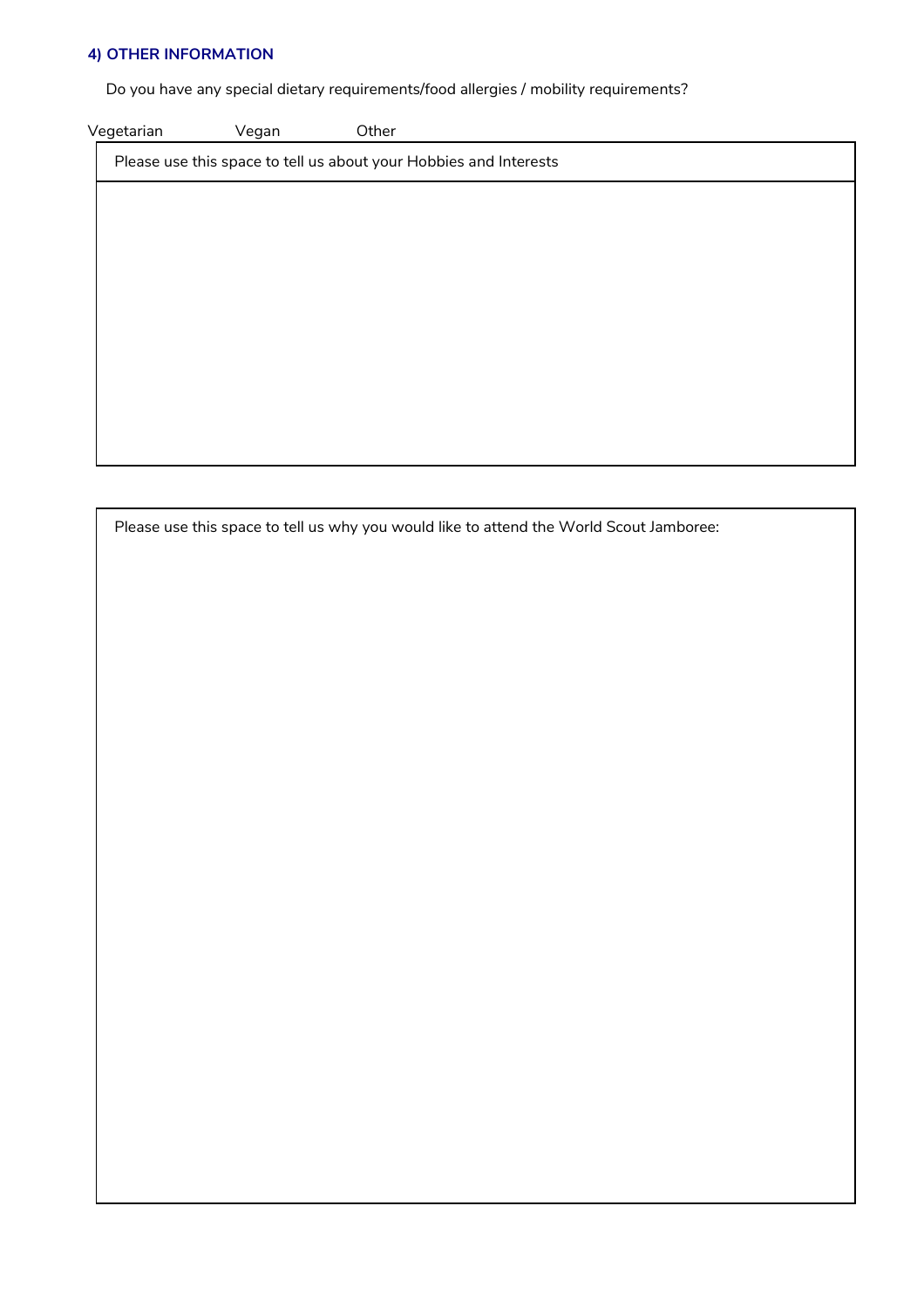#### 4) OTHER INFORMATION

Do you have any special dietary requirements/food allergies / mobility requirements?

Vegetarian Vegan Other

| Please use this space to tell us about your Hobbies and Interests |
| --- |
| |

| Please use this space to tell us why you would like to attend the World Scout Jamboree: |
| --- |
| |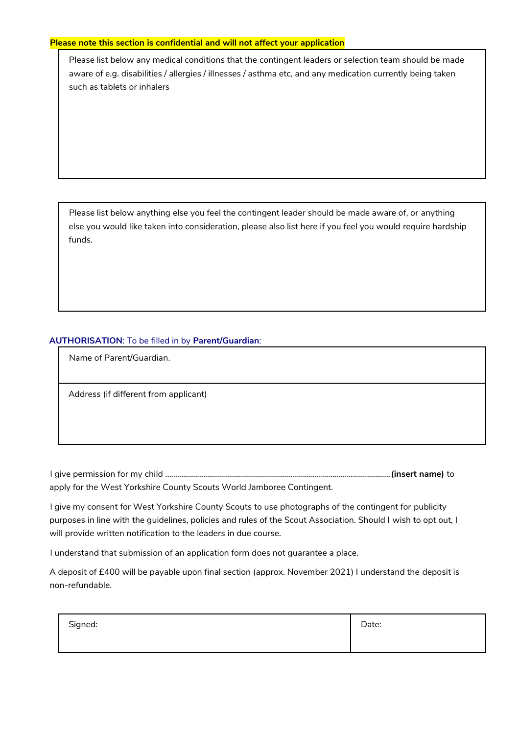**Please note this section is confidential and will not affect your application**

| |
|---|
| Please list below any medical conditions that the contingent leaders or selection team should be made aware of e.g. disabilities / allergies / illnesses / asthma etc, and any medication currently being taken such as tablets or inhalers |

| |
|---|
| Please list below anything else you feel the contingent leader should be made aware of, or anything else you would like taken into consideration, please also list here if you feel you would require hardship funds. |

**AUTHORISATION**: To be filled in by **Parent/Guardian**:

| |
|---|
| Name of Parent/Guardian. |
| Address (if different from applicant) |

I give permission for my child ..........................................................................................................**(insert name)** to apply for the West Yorkshire County Scouts World Jamboree Contingent.

I give my consent for West Yorkshire County Scouts to use photographs of the contingent for publicity purposes in line with the guidelines, policies and rules of the Scout Association. Should I wish to opt out, I will provide written notification to the leaders in due course.

I understand that submission of an application form does not guarantee a place.

A deposit of £400 will be payable upon final section (approx. November 2021) I understand the deposit is non-refundable.

| | |
|---|---|
| Signed: | Date: |